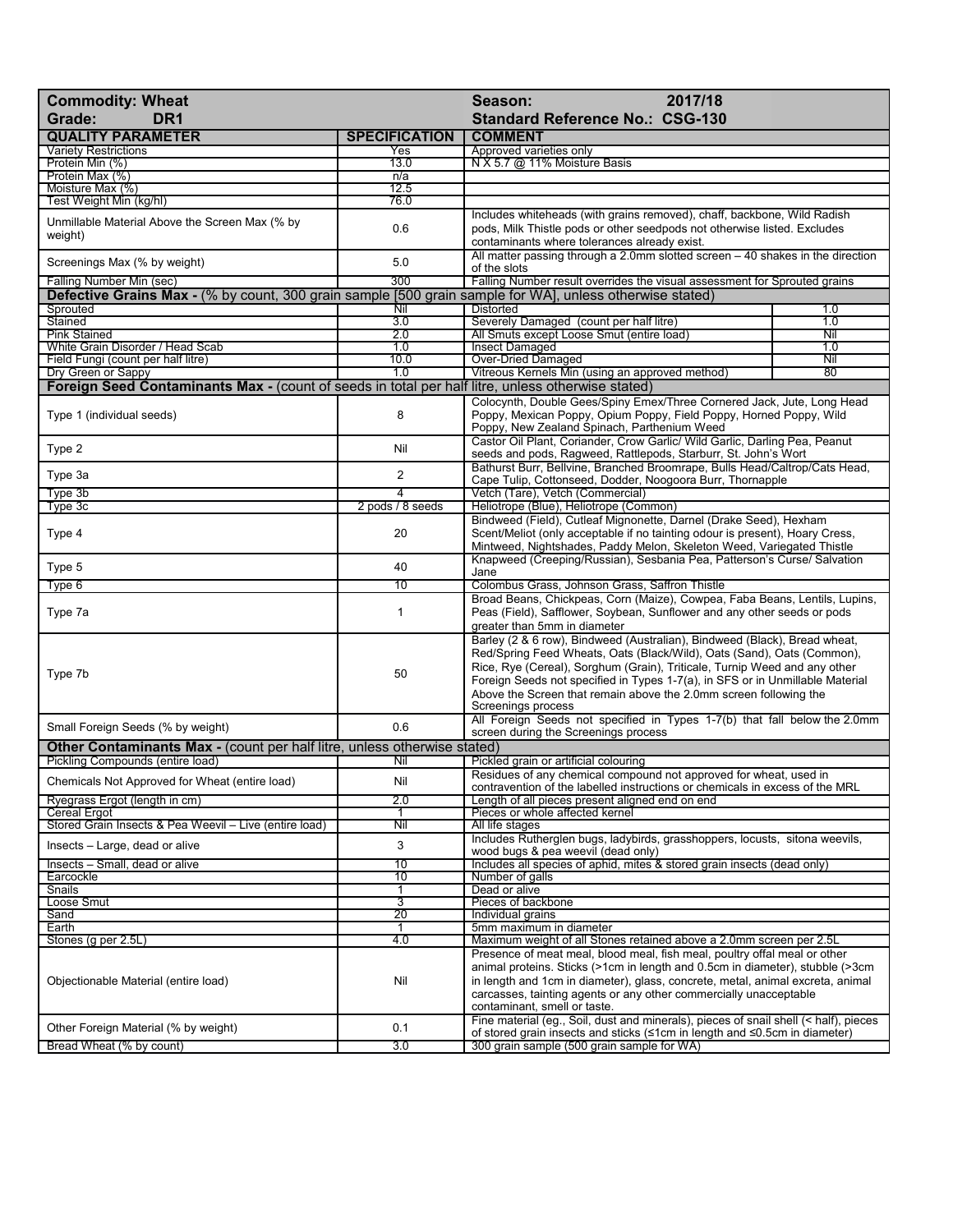| Commodity: Wheat | | Season: 2017/18 | |
|---|---|---|---|
| **Grade: DR1** | | **Standard Reference No.: CSG-130** | |
| **QUALITY PARAMETER** | **SPECIFICATION** | **COMMENT** | |
| Variety Restrictions | Yes | Approved varieties only | |
| Protein Min (%) | 13.0 | N X 5.7 @ 11% Moisture Basis | |
| Protein Max (%) | n/a | | |
| Moisture Max (%) | 12.5 | | |
| Test Weight Min (kg/hl) | 76.0 | | |
| Unmillable Material Above the Screen Max (% by weight) | 0.6 | Includes whiteheads (with grains removed), chaff, backbone, Wild Radish pods, Milk Thistle pods or other seedpods not otherwise listed. Excludes contaminants where tolerances already exist. | |
| Screenings Max (% by weight) | 5.0 | All matter passing through a 2.0mm slotted screen – 40 shakes in the direction of the slots | |
| Falling Number Min (sec) | 300 | Falling Number result overrides the visual assessment for Sprouted grains | |
| **Defective Grains Max -** (% by count, 300 grain sample [500 grain sample for WA], unless otherwise stated) | | | |
| Sprouted | Nil | Distorted | 1.0 |
| Stained | 3.0 | Severely Damaged (count per half litre) | 1.0 |
| Pink Stained | 2.0 | All Smuts except Loose Smut (entire load) | Nil |
| White Grain Disorder / Head Scab | 1.0 | Insect Damaged | 1.0 |
| Field Fungi (count per half litre) | 10.0 | Over-Dried Damaged | Nil |
| Dry Green or Sappy | 1.0 | Vitreous Kernels Min (using an approved method) | 80 |
| **Foreign Seed Contaminants Max -** (count of seeds in total per half litre, unless otherwise stated) | | | |
| Type 1 (individual seeds) | 8 | Colocynth, Double Gees/Spiny Emex/Three Cornered Jack, Jute, Long Head Poppy, Mexican Poppy, Opium Poppy, Field Poppy, Horned Poppy, Wild Poppy, New Zealand Spinach, Parthenium Weed | |
| Type 2 | Nil | Castor Oil Plant, Coriander, Crow Garlic/ Wild Garlic, Darling Pea, Peanut seeds and pods, Ragweed, Rattlepods, Starburr, St. John's Wort | |
| Type 3a | 2 | Bathurst Burr, Bellvine, Branched Broomrape, Bulls Head/Caltrop/Cats Head, Cape Tulip, Cottonseed, Dodder, Noogoora Burr, Thornapple | |
| Type 3b | 4 | Vetch (Tare), Vetch (Commercial) | |
| Type 3c | 2 pods / 8 seeds | Heliotrope (Blue), Heliotrope (Common) | |
| Type 4 | 20 | Bindweed (Field), Cutleaf Mignonette, Darnel (Drake Seed), Hexham Scent/Meliot (only acceptable if no tainting odour is present), Hoary Cress, Mintweed, Nightshades, Paddy Melon, Skeleton Weed, Variegated Thistle | |
| Type 5 | 40 | Knapweed (Creeping/Russian), Sesbania Pea, Patterson's Curse/ Salvation Jane | |
| Type 6 | 10 | Colombus Grass, Johnson Grass, Saffron Thistle | |
| Type 7a | 1 | Broad Beans, Chickpeas, Corn (Maize), Cowpea, Faba Beans, Lentils, Lupins, Peas (Field), Safflower, Soybean, Sunflower and any other seeds or pods greater than 5mm in diameter | |
| Type 7b | 50 | Barley (2 & 6 row), Bindweed (Australian), Bindweed (Black), Bread wheat, Red/Spring Feed Wheats, Oats (Black/Wild), Oats (Sand), Oats (Common), Rice, Rye (Cereal), Sorghum (Grain), Triticale, Turnip Weed and any other Foreign Seeds not specified in Types 1-7(a), in SFS or in Unmillable Material Above the Screen that remain above the 2.0mm screen following the Screenings process | |
| Small Foreign Seeds (% by weight) | 0.6 | All Foreign Seeds not specified in Types 1-7(b) that fall below the 2.0mm screen during the Screenings process | |
| **Other Contaminants Max -** (count per half litre, unless otherwise stated) | | | |
| Pickling Compounds (entire load) | Nil | Pickled grain or artificial colouring | |
| Chemicals Not Approved for Wheat (entire load) | Nil | Residues of any chemical compound not approved for wheat, used in contravention of the labelled instructions or chemicals in excess of the MRL | |
| Ryegrass Ergot (length in cm) | 2.0 | Length of all pieces present aligned end on end | |
| Cereal Ergot | 1 | Pieces or whole affected kernel | |
| Stored Grain Insects & Pea Weevil – Live (entire load) | Nil | All life stages | |
| Insects – Large, dead or alive | 3 | Includes Rutherglen bugs, ladybirds, grasshoppers, locusts, sitona weevils, wood bugs & pea weevil (dead only) | |
| Insects – Small, dead or alive | 10 | Includes all species of aphid, mites & stored grain insects (dead only) | |
| Earcockle | 10 | Number of galls | |
| Snails | 1 | Dead or alive | |
| Loose Smut | 3 | Pieces of backbone | |
| Sand | 20 | Individual grains | |
| Earth | 1 | 5mm maximum in diameter | |
| Stones (g per 2.5L) | 4.0 | Maximum weight of all Stones retained above a 2.0mm screen per 2.5L | |
| Objectionable Material (entire load) | Nil | Presence of meat meal, blood meal, fish meal, poultry offal meal or other animal proteins. Sticks (>1cm in length and 0.5cm in diameter), stubble (>3cm in length and 1cm in diameter), glass, concrete, metal, animal excreta, animal carcasses, tainting agents or any other commercially unacceptable contaminant, smell or taste. | |
| Other Foreign Material (% by weight) | 0.1 | Fine material (eg., Soil, dust and minerals), pieces of snail shell (< half), pieces of stored grain insects and sticks (≤1cm in length and ≤0.5cm in diameter) | |
| Bread Wheat (% by count) | 3.0 | 300 grain sample (500 grain sample for WA) | |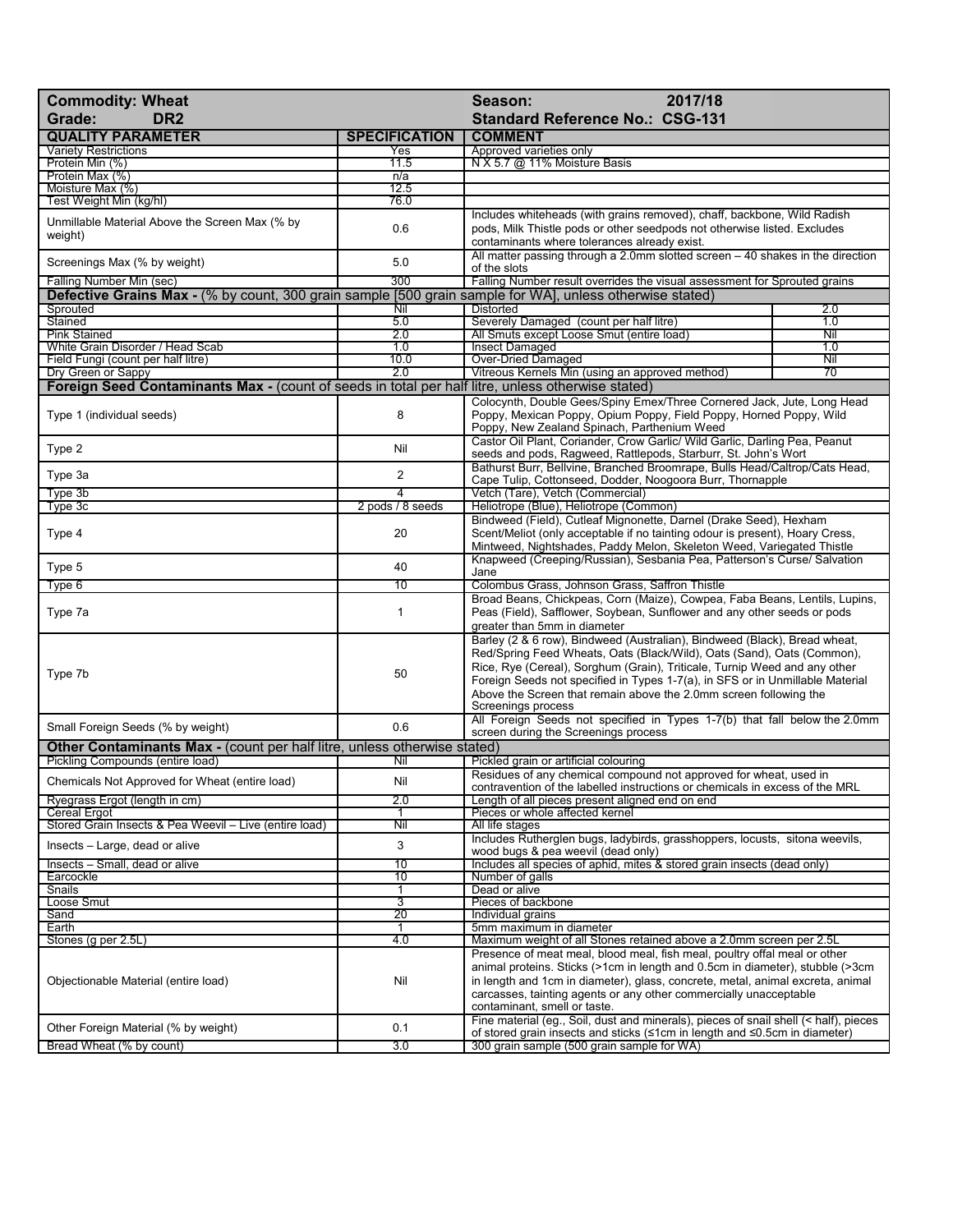| **Commodity: Wheat** | | **Season: 2017/18** | |
|---|---|---|---|
| **Grade: DR2** | | **Standard Reference No.: CSG-131** | |
| **QUALITY PARAMETER** | **SPECIFICATION** | **COMMENT** | |
| Variety Restrictions | Yes | Approved varieties only | |
| Protein Min (%) | 11.5 | N X 5.7 @ 11% Moisture Basis | |
| Protein Max (%) | n/a | | |
| Moisture Max (%) | 12.5 | | |
| Test Weight Min (kg/hl) | 76.0 | | |
| Unmillable Material Above the Screen Max (% by weight) | 0.6 | Includes whiteheads (with grains removed), chaff, backbone, Wild Radish pods, Milk Thistle pods or other seedpods not otherwise listed. Excludes contaminants where tolerances already exist. | |
| Screenings Max (% by weight) | 5.0 | All matter passing through a 2.0mm slotted screen – 40 shakes in the direction of the slots | |
| Falling Number Min (sec) | 300 | Falling Number result overrides the visual assessment for Sprouted grains | |
| **Defective Grains Max -** (% by count, 300 grain sample [500 grain sample for WA], unless otherwise stated) | | | |
| Sprouted | Nil | Distorted | 2.0 |
| Stained | 5.0 | Severely Damaged (count per half litre) | 1.0 |
| Pink Stained | 2.0 | All Smuts except Loose Smut (entire load) | Nil |
| White Grain Disorder / Head Scab | 1.0 | Insect Damaged | 1.0 |
| Field Fungi (count per half litre) | 10.0 | Over-Dried Damaged | Nil |
| Dry Green or Sappy | 2.0 | Vitreous Kernels Min (using an approved method) | 70 |
| **Foreign Seed Contaminants Max -** (count of seeds in total per half litre, unless otherwise stated) | | | |
| Type 1 (individual seeds) | 8 | Colocynth, Double Gees/Spiny Emex/Three Cornered Jack, Jute, Long Head Poppy, Mexican Poppy, Opium Poppy, Field Poppy, Horned Poppy, Wild Poppy, New Zealand Spinach, Parthenium Weed | |
| Type 2 | Nil | Castor Oil Plant, Coriander, Crow Garlic/ Wild Garlic, Darling Pea, Peanut seeds and pods, Ragweed, Rattlepods, Starburr, St. John's Wort | |
| Type 3a | 2 | Bathurst Burr, Bellvine, Branched Broomrape, Bulls Head/Caltrop/Cats Head, Cape Tulip, Cottonseed, Dodder, Noogoora Burr, Thornapple | |
| Type 3b | 4 | Vetch (Tare), Vetch (Commercial) | |
| Type 3c | 2 pods / 8 seeds | Heliotrope (Blue), Heliotrope (Common) | |
| Type 4 | 20 | Bindweed (Field), Cutleaf Mignonette, Darnel (Drake Seed), Hexham Scent/Meliot (only acceptable if no tainting odour is present), Hoary Cress, Mintweed, Nightshades, Paddy Melon, Skeleton Weed, Variegated Thistle | |
| Type 5 | 40 | Knapweed (Creeping/Russian), Sesbania Pea, Patterson's Curse/ Salvation Jane | |
| Type 6 | 10 | Colombus Grass, Johnson Grass, Saffron Thistle | |
| Type 7a | 1 | Broad Beans, Chickpeas, Corn (Maize), Cowpea, Faba Beans, Lentils, Lupins, Peas (Field), Safflower, Soybean, Sunflower and any other seeds or pods greater than 5mm in diameter | |
| Type 7b | 50 | Barley (2 & 6 row), Bindweed (Australian), Bindweed (Black), Bread wheat, Red/Spring Feed Wheats, Oats (Black/Wild), Oats (Sand), Oats (Common), Rice, Rye (Cereal), Sorghum (Grain), Triticale, Turnip Weed and any other Foreign Seeds not specified in Types 1-7(a), in SFS or in Unmillable Material Above the Screen that remain above the 2.0mm screen following the Screenings process | |
| Small Foreign Seeds (% by weight) | 0.6 | All Foreign Seeds not specified in Types 1-7(b) that fall below the 2.0mm screen during the Screenings process | |
| **Other Contaminants Max -** (count per half litre, unless otherwise stated) | | | |
| Pickling Compounds (entire load) | Nil | Pickled grain or artificial colouring | |
| Chemicals Not Approved for Wheat (entire load) | Nil | Residues of any chemical compound not approved for wheat, used in contravention of the labelled instructions or chemicals in excess of the MRL | |
| Ryegrass Ergot (length in cm) | 2.0 | Length of all pieces present aligned end on end | |
| Cereal Ergot | 1 | Pieces or whole affected kernel | |
| Stored Grain Insects & Pea Weevil – Live (entire load) | Nil | All life stages | |
| Insects – Large, dead or alive | 3 | Includes Rutherglen bugs, ladybirds, grasshoppers, locusts, sitona weevils, wood bugs & pea weevil (dead only) | |
| Insects – Small, dead or alive | 10 | Includes all species of aphid, mites & stored grain insects (dead only) | |
| Earcockle | 10 | Number of galls | |
| Snails | 1 | Dead or alive | |
| Loose Smut | 3 | Pieces of backbone | |
| Sand | 20 | Individual grains | |
| Earth | 1 | 5mm maximum in diameter | |
| Stones (g per 2.5L) | 4.0 | Maximum weight of all Stones retained above a 2.0mm screen per 2.5L | |
| Objectionable Material (entire load) | Nil | Presence of meat meal, blood meal, fish meal, poultry offal meal or other animal proteins. Sticks (>1cm in length and 0.5cm in diameter), stubble (>3cm in length and 1cm in diameter), glass, concrete, metal, animal excreta, animal carcasses, tainting agents or any other commercially unacceptable contaminant, smell or taste. | |
| Other Foreign Material (% by weight) | 0.1 | Fine material (eg., Soil, dust and minerals), pieces of snail shell (< half), pieces of stored grain insects and sticks (≤1cm in length and ≤0.5cm in diameter) | |
| Bread Wheat (% by count) | 3.0 | 300 grain sample (500 grain sample for WA) | |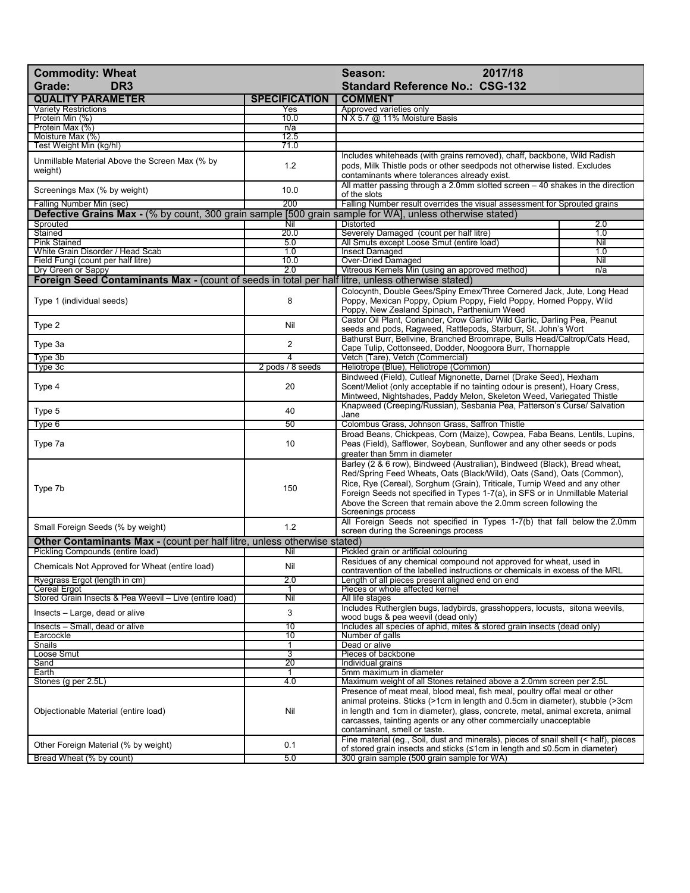| Commodity: Wheat<br>Grade: DR3 | | Season: 2017/18<br>Standard Reference No.: CSG-132 | |
|---|---|---|---|
| **QUALITY PARAMETER** | **SPECIFICATION** | **COMMENT** | |
| Variety Restrictions | Yes | Approved varieties only | |
| Protein Min (%) | 10.0 | N X 5.7 @ 11% Moisture Basis | |
| Protein Max (%) | n/a | | |
| Moisture Max (%) | 12.5 | | |
| Test Weight Min (kg/hl) | 71.0 | | |
| Unmillable Material Above the Screen Max (% by weight) | 1.2 | Includes whiteheads (with grains removed), chaff, backbone, Wild Radish pods, Milk Thistle pods or other seedpods not otherwise listed. Excludes contaminants where tolerances already exist. | |
| Screenings Max (% by weight) | 10.0 | All matter passing through a 2.0mm slotted screen – 40 shakes in the direction of the slots | |
| Falling Number Min (sec) | 200 | Falling Number result overrides the visual assessment for Sprouted grains | |
| **Defective Grains Max -** (% by count, 300 grain sample [500 grain sample for WA], unless otherwise stated) | | | |
| Sprouted | Nil | Distorted | 2.0 |
| Stained | 20.0 | Severely Damaged (count per half litre) | 1.0 |
| Pink Stained | 5.0 | All Smuts except Loose Smut (entire load) | Nil |
| White Grain Disorder / Head Scab | 1.0 | Insect Damaged | 1.0 |
| Field Fungi (count per half litre) | 10.0 | Over-Dried Damaged | Nil |
| Dry Green or Sappy | 2.0 | Vitreous Kernels Min (using an approved method) | n/a |
| **Foreign Seed Contaminants Max -** (count of seeds in total per half litre, unless otherwise stated) | | | |
| Type 1 (individual seeds) | 8 | Colocynth, Double Gees/Spiny Emex/Three Cornered Jack, Jute, Long Head Poppy, Mexican Poppy, Opium Poppy, Field Poppy, Horned Poppy, Wild Poppy, New Zealand Spinach, Parthenium Weed | |
| Type 2 | Nil | Castor Oil Plant, Coriander, Crow Garlic/ Wild Garlic, Darling Pea, Peanut seeds and pods, Ragweed, Rattlepods, Starburr, St. John's Wort | |
| Type 3a | 2 | Bathurst Burr, Bellvine, Branched Broomrape, Bulls Head/Caltrop/Cats Head, Cape Tulip, Cottonseed, Dodder, Noogoora Burr, Thornapple | |
| Type 3b | 4 | Vetch (Tare), Vetch (Commercial) | |
| Type 3c | 2 pods / 8 seeds | Heliotrope (Blue), Heliotrope (Common) | |
| Type 4 | 20 | Bindweed (Field), Cutleaf Mignonette, Darnel (Drake Seed), Hexham Scent/Meliot (only acceptable if no tainting odour is present), Hoary Cress, Mintweed, Nightshades, Paddy Melon, Skeleton Weed, Variegated Thistle | |
| Type 5 | 40 | Knapweed (Creeping/Russian), Sesbania Pea, Patterson's Curse/ Salvation Jane | |
| Type 6 | 50 | Colombus Grass, Johnson Grass, Saffron Thistle | |
| Type 7a | 10 | Broad Beans, Chickpeas, Corn (Maize), Cowpea, Faba Beans, Lentils, Lupins, Peas (Field), Safflower, Soybean, Sunflower and any other seeds or pods greater than 5mm in diameter | |
| Type 7b | 150 | Barley (2 & 6 row), Bindweed (Australian), Bindweed (Black), Bread wheat, Red/Spring Feed Wheats, Oats (Black/Wild), Oats (Sand), Oats (Common), Rice, Rye (Cereal), Sorghum (Grain), Triticale, Turnip Weed and any other Foreign Seeds not specified in Types 1-7(a), in SFS or in Unmillable Material Above the Screen that remain above the 2.0mm screen following the Screenings process | |
| Small Foreign Seeds (% by weight) | 1.2 | All Foreign Seeds not specified in Types 1-7(b) that fall below the 2.0mm screen during the Screenings process | |
| **Other Contaminants Max -** (count per half litre, unless otherwise stated) | | | |
| Pickling Compounds (entire load) | Nil | Pickled grain or artificial colouring | |
| Chemicals Not Approved for Wheat (entire load) | Nil | Residues of any chemical compound not approved for wheat, used in contravention of the labelled instructions or chemicals in excess of the MRL | |
| Ryegrass Ergot (length in cm) | 2.0 | Length of all pieces present aligned end on end | |
| Cereal Ergot | 1 | Pieces or whole affected kernel | |
| Stored Grain Insects & Pea Weevil – Live (entire load) | Nil | All life stages | |
| Insects – Large, dead or alive | 3 | Includes Rutherglen bugs, ladybirds, grasshoppers, locusts, sitona weevils, wood bugs & pea weevil (dead only) | |
| Insects – Small, dead or alive | 10 | Includes all species of aphid, mites & stored grain insects (dead only) | |
| Earcockle | 10 | Number of galls | |
| Snails | 1 | Dead or alive | |
| Loose Smut | 3 | Pieces of backbone | |
| Sand | 20 | Individual grains | |
| Earth | 1 | 5mm maximum in diameter | |
| Stones (g per 2.5L) | 4.0 | Maximum weight of all Stones retained above a 2.0mm screen per 2.5L | |
| Objectionable Material (entire load) | Nil | Presence of meat meal, blood meal, fish meal, poultry offal meal or other animal proteins. Sticks (>1cm in length and 0.5cm in diameter), stubble (>3cm in length and 1cm in diameter), glass, concrete, metal, animal excreta, animal carcasses, tainting agents or any other commercially unacceptable contaminant, smell or taste. | |
| Other Foreign Material (% by weight) | 0.1 | Fine material (eg., Soil, dust and minerals), pieces of snail shell (< half), pieces of stored grain insects and sticks (≤1cm in length and ≤0.5cm in diameter) | |
| Bread Wheat (% by count) | 5.0 | 300 grain sample (500 grain sample for WA) | |